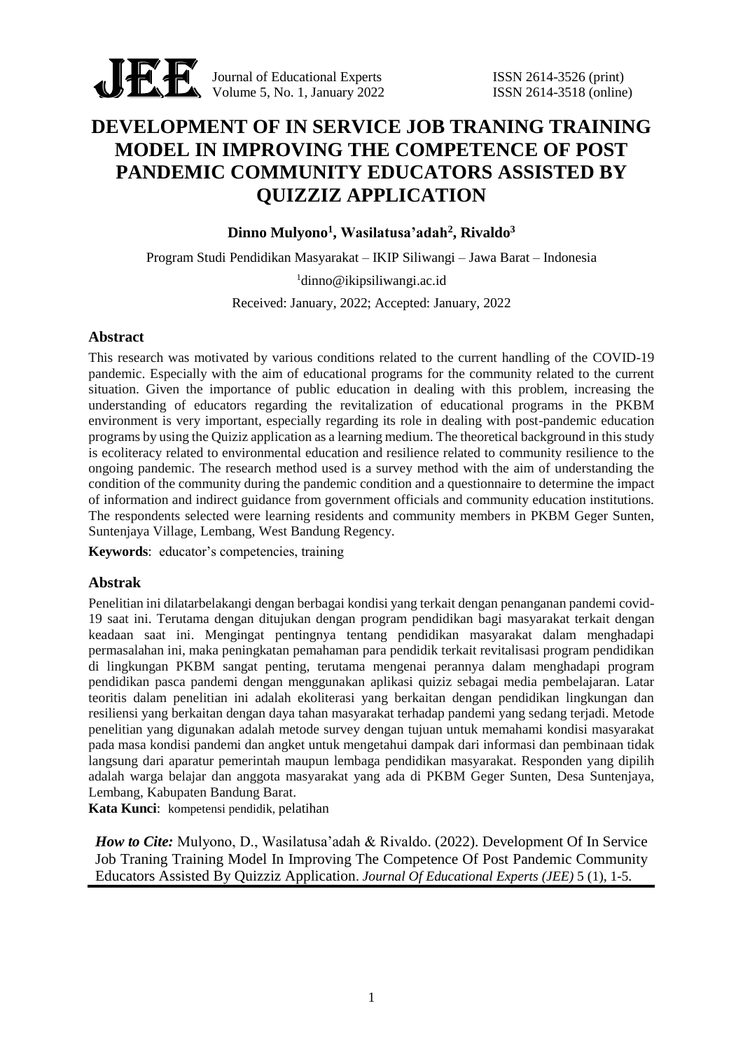# DEVELOPMENT OF IN SERVICE JOB TRANING TRAINING MODEL IN IMPROVING THE COMPETENCE OF POST PANDEMIC COMMUNITY EDUCATORS ASSISTED BY QUIZZIZ APPLICATION

**Dinno Mulyono[1], Wasilatusa'adah[2], Rivaldo[3]**

Program Studi Pendidikan Masyarakat – IKIP Siliwangi – Jawa Barat – Indonesia

[1]dinno@ikipsiliwangi.ac.id

Received: January, 2022; Accepted: January, 2022

## Abstract

This research was motivated by various conditions related to the current handling of the COVID-19 pandemic. Especially with the aim of educational programs for the community related to the current situation. Given the importance of public education in dealing with this problem, increasing the understanding of educators regarding the revitalization of educational programs in the PKBM environment is very important, especially regarding its role in dealing with post-pandemic education programs by using the Quiziz application as a learning medium. The theoretical background in this study is ecoliteracy related to environmental education and resilience related to community resilience to the ongoing pandemic. The research method used is a survey method with the aim of understanding the condition of the community during the pandemic condition and a questionnaire to determine the impact of information and indirect guidance from government officials and community education institutions. The respondents selected were learning residents and community members in PKBM Geger Sunten, Suntenjaya Village, Lembang, West Bandung Regency.

**Keywords**: educator's competencies, training

## Abstrak

Penelitian ini dilatarbelakangi dengan berbagai kondisi yang terkait dengan penanganan pandemi covid-19 saat ini. Terutama dengan ditujukan dengan program pendidikan bagi masyarakat terkait dengan keadaan saat ini. Mengingat pentingnya tentang pendidikan masyarakat dalam menghadapi permasalahan ini, maka peningkatan pemahaman para pendidik terkait revitalisasi program pendidikan di lingkungan PKBM sangat penting, terutama mengenai perannya dalam menghadapi program pendidikan pasca pandemi dengan menggunakan aplikasi quiziz sebagai media pembelajaran. Latar teoritis dalam penelitian ini adalah ekoliterasi yang berkaitan dengan pendidikan lingkungan dan resiliensi yang berkaitan dengan daya tahan masyarakat terhadap pandemi yang sedang terjadi. Metode penelitian yang digunakan adalah metode survey dengan tujuan untuk memahami kondisi masyarakat pada masa kondisi pandemi dan angket untuk mengetahui dampak dari informasi dan pembinaan tidak langsung dari aparatur pemerintah maupun lembaga pendidikan masyarakat. Responden yang dipilih adalah warga belajar dan anggota masyarakat yang ada di PKBM Geger Sunten, Desa Suntenjaya, Lembang, Kabupaten Bandung Barat.

**Kata Kunci**: kompetensi pendidik, pelatihan

***How to Cite:*** Mulyono, D., Wasilatusa'adah & Rivaldo. (2022). Development Of In Service Job Traning Training Model In Improving The Competence Of Post Pandemic Community Educators Assisted By Quizziz Application. *Journal Of Educational Experts (JEE)* 5 (1), 1-5.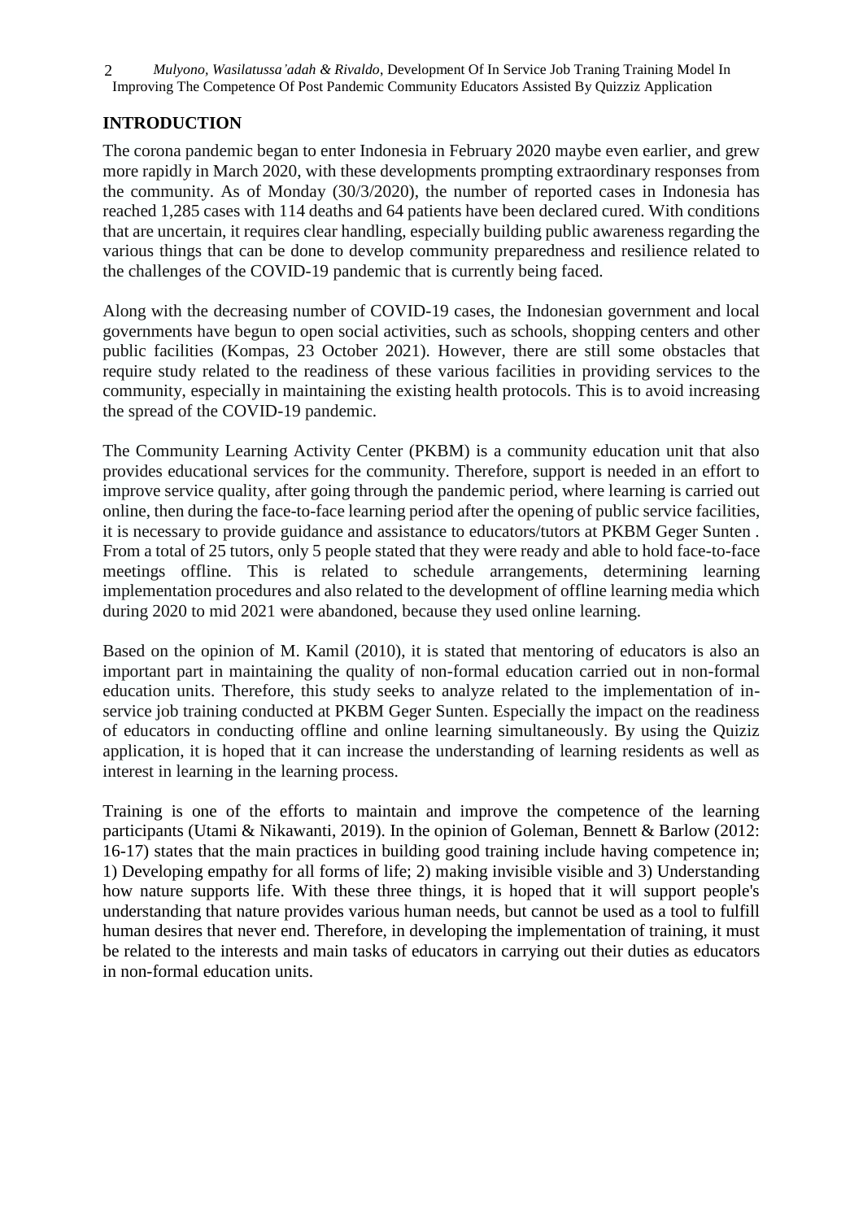## INTRODUCTION

The corona pandemic began to enter Indonesia in February 2020 maybe even earlier, and grew more rapidly in March 2020, with these developments prompting extraordinary responses from the community. As of Monday (30/3/2020), the number of reported cases in Indonesia has reached 1,285 cases with 114 deaths and 64 patients have been declared cured. With conditions that are uncertain, it requires clear handling, especially building public awareness regarding the various things that can be done to develop community preparedness and resilience related to the challenges of the COVID-19 pandemic that is currently being faced.

Along with the decreasing number of COVID-19 cases, the Indonesian government and local governments have begun to open social activities, such as schools, shopping centers and other public facilities (Kompas, 23 October 2021). However, there are still some obstacles that require study related to the readiness of these various facilities in providing services to the community, especially in maintaining the existing health protocols. This is to avoid increasing the spread of the COVID-19 pandemic.

The Community Learning Activity Center (PKBM) is a community education unit that also provides educational services for the community. Therefore, support is needed in an effort to improve service quality, after going through the pandemic period, where learning is carried out online, then during the face-to-face learning period after the opening of public service facilities, it is necessary to provide guidance and assistance to educators/tutors at PKBM Geger Sunten . From a total of 25 tutors, only 5 people stated that they were ready and able to hold face-to-face meetings offline. This is related to schedule arrangements, determining learning implementation procedures and also related to the development of offline learning media which during 2020 to mid 2021 were abandoned, because they used online learning.

Based on the opinion of M. Kamil (2010), it is stated that mentoring of educators is also an important part in maintaining the quality of non-formal education carried out in non-formal education units. Therefore, this study seeks to analyze related to the implementation of in-service job training conducted at PKBM Geger Sunten. Especially the impact on the readiness of educators in conducting offline and online learning simultaneously. By using the Quiziz application, it is hoped that it can increase the understanding of learning residents as well as interest in learning in the learning process.

Training is one of the efforts to maintain and improve the competence of the learning participants (Utami & Nikawanti, 2019). In the opinion of Goleman, Bennett & Barlow (2012: 16-17) states that the main practices in building good training include having competence in; 1) Developing empathy for all forms of life; 2) making invisible visible and 3) Understanding how nature supports life. With these three things, it is hoped that it will support people's understanding that nature provides various human needs, but cannot be used as a tool to fulfill human desires that never end. Therefore, in developing the implementation of training, it must be related to the interests and main tasks of educators in carrying out their duties as educators in non-formal education units.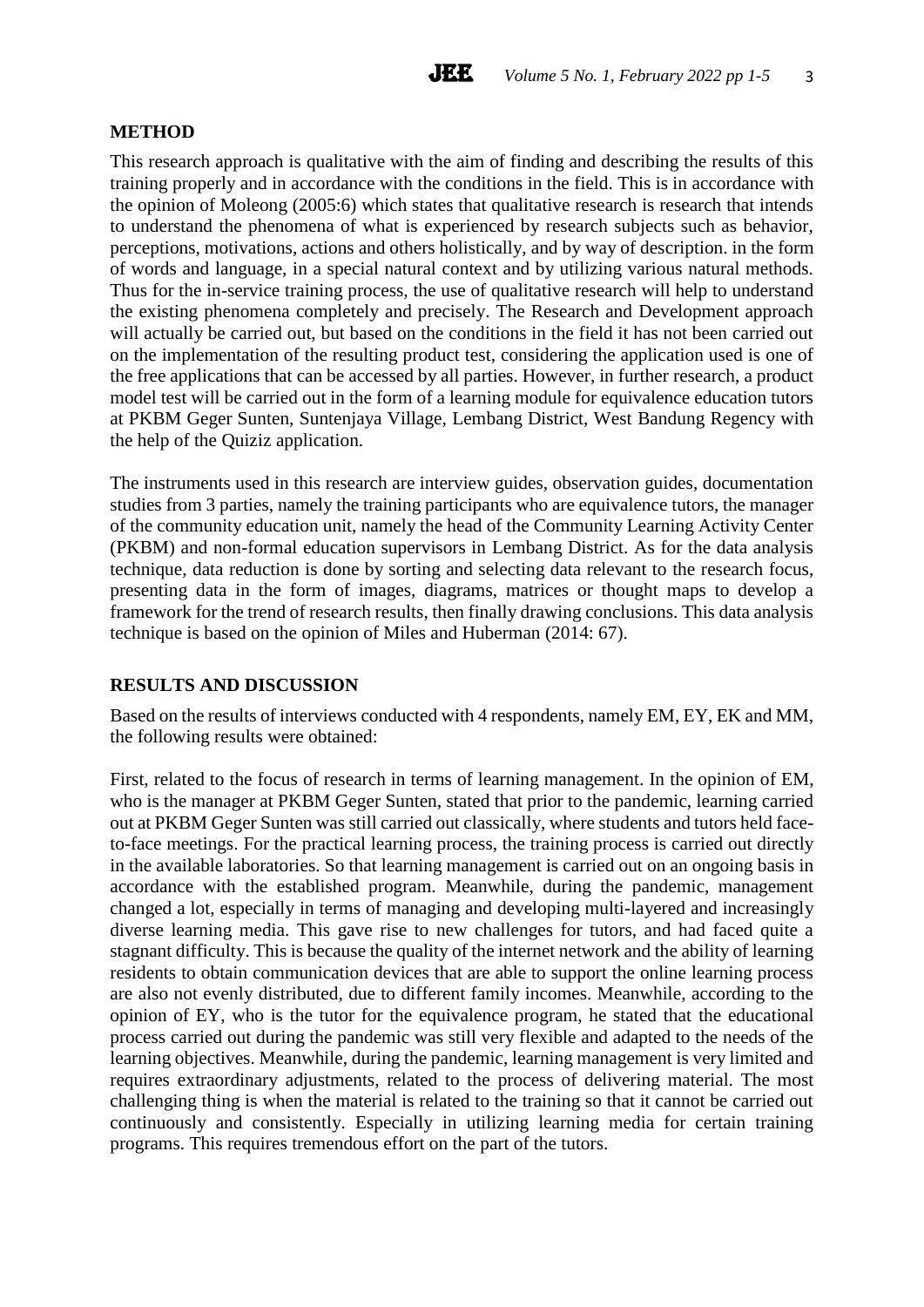## METHOD

This research approach is qualitative with the aim of finding and describing the results of this training properly and in accordance with the conditions in the field. This is in accordance with the opinion of Moleong (2005:6) which states that qualitative research is research that intends to understand the phenomena of what is experienced by research subjects such as behavior, perceptions, motivations, actions and others holistically, and by way of description. in the form of words and language, in a special natural context and by utilizing various natural methods. Thus for the in-service training process, the use of qualitative research will help to understand the existing phenomena completely and precisely. The Research and Development approach will actually be carried out, but based on the conditions in the field it has not been carried out on the implementation of the resulting product test, considering the application used is one of the free applications that can be accessed by all parties. However, in further research, a product model test will be carried out in the form of a learning module for equivalence education tutors at PKBM Geger Sunten, Suntenjaya Village, Lembang District, West Bandung Regency with the help of the Quiziz application.

The instruments used in this research are interview guides, observation guides, documentation studies from 3 parties, namely the training participants who are equivalence tutors, the manager of the community education unit, namely the head of the Community Learning Activity Center (PKBM) and non-formal education supervisors in Lembang District. As for the data analysis technique, data reduction is done by sorting and selecting data relevant to the research focus, presenting data in the form of images, diagrams, matrices or thought maps to develop a framework for the trend of research results, then finally drawing conclusions. This data analysis technique is based on the opinion of Miles and Huberman (2014: 67).

## RESULTS AND DISCUSSION

Based on the results of interviews conducted with 4 respondents, namely EM, EY, EK and MM, the following results were obtained:

First, related to the focus of research in terms of learning management. In the opinion of EM, who is the manager at PKBM Geger Sunten, stated that prior to the pandemic, learning carried out at PKBM Geger Sunten was still carried out classically, where students and tutors held face-to-face meetings. For the practical learning process, the training process is carried out directly in the available laboratories. So that learning management is carried out on an ongoing basis in accordance with the established program. Meanwhile, during the pandemic, management changed a lot, especially in terms of managing and developing multi-layered and increasingly diverse learning media. This gave rise to new challenges for tutors, and had faced quite a stagnant difficulty. This is because the quality of the internet network and the ability of learning residents to obtain communication devices that are able to support the online learning process are also not evenly distributed, due to different family incomes. Meanwhile, according to the opinion of EY, who is the tutor for the equivalence program, he stated that the educational process carried out during the pandemic was still very flexible and adapted to the needs of the learning objectives. Meanwhile, during the pandemic, learning management is very limited and requires extraordinary adjustments, related to the process of delivering material. The most challenging thing is when the material is related to the training so that it cannot be carried out continuously and consistently. Especially in utilizing learning media for certain training programs. This requires tremendous effort on the part of the tutors.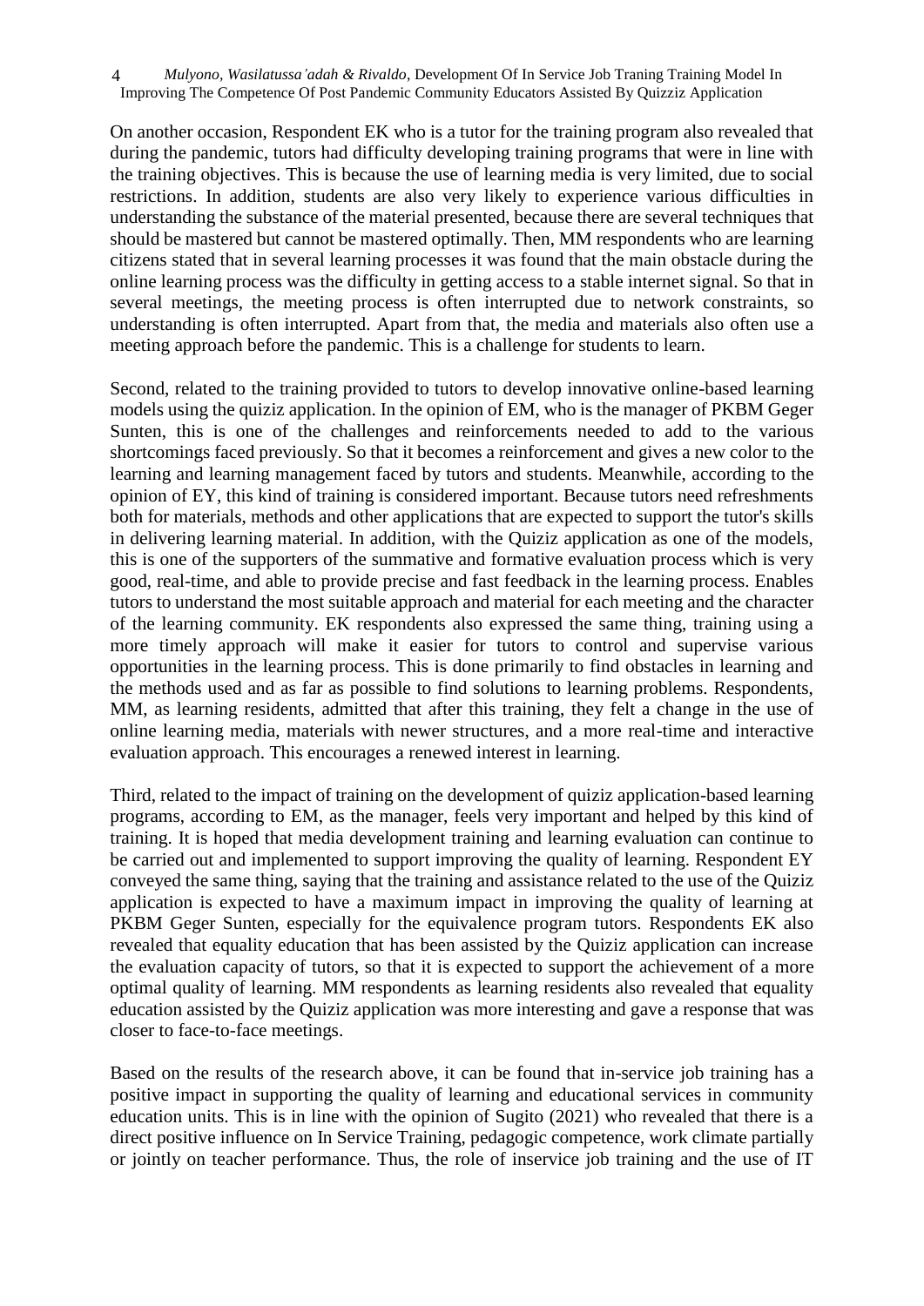On another occasion, Respondent EK who is a tutor for the training program also revealed that during the pandemic, tutors had difficulty developing training programs that were in line with the training objectives. This is because the use of learning media is very limited, due to social restrictions. In addition, students are also very likely to experience various difficulties in understanding the substance of the material presented, because there are several techniques that should be mastered but cannot be mastered optimally. Then, MM respondents who are learning citizens stated that in several learning processes it was found that the main obstacle during the online learning process was the difficulty in getting access to a stable internet signal. So that in several meetings, the meeting process is often interrupted due to network constraints, so understanding is often interrupted. Apart from that, the media and materials also often use a meeting approach before the pandemic. This is a challenge for students to learn.

Second, related to the training provided to tutors to develop innovative online-based learning models using the quiziz application. In the opinion of EM, who is the manager of PKBM Geger Sunten, this is one of the challenges and reinforcements needed to add to the various shortcomings faced previously. So that it becomes a reinforcement and gives a new color to the learning and learning management faced by tutors and students. Meanwhile, according to the opinion of EY, this kind of training is considered important. Because tutors need refreshments both for materials, methods and other applications that are expected to support the tutor's skills in delivering learning material. In addition, with the Quiziz application as one of the models, this is one of the supporters of the summative and formative evaluation process which is very good, real-time, and able to provide precise and fast feedback in the learning process. Enables tutors to understand the most suitable approach and material for each meeting and the character of the learning community. EK respondents also expressed the same thing, training using a more timely approach will make it easier for tutors to control and supervise various opportunities in the learning process. This is done primarily to find obstacles in learning and the methods used and as far as possible to find solutions to learning problems. Respondents, MM, as learning residents, admitted that after this training, they felt a change in the use of online learning media, materials with newer structures, and a more real-time and interactive evaluation approach. This encourages a renewed interest in learning.

Third, related to the impact of training on the development of quiziz application-based learning programs, according to EM, as the manager, feels very important and helped by this kind of training. It is hoped that media development training and learning evaluation can continue to be carried out and implemented to support improving the quality of learning. Respondent EY conveyed the same thing, saying that the training and assistance related to the use of the Quiziz application is expected to have a maximum impact in improving the quality of learning at PKBM Geger Sunten, especially for the equivalence program tutors. Respondents EK also revealed that equality education that has been assisted by the Quiziz application can increase the evaluation capacity of tutors, so that it is expected to support the achievement of a more optimal quality of learning. MM respondents as learning residents also revealed that equality education assisted by the Quiziz application was more interesting and gave a response that was closer to face-to-face meetings.

Based on the results of the research above, it can be found that in-service job training has a positive impact in supporting the quality of learning and educational services in community education units. This is in line with the opinion of Sugito (2021) who revealed that there is a direct positive influence on In Service Training, pedagogic competence, work climate partially or jointly on teacher performance. Thus, the role of inservice job training and the use of IT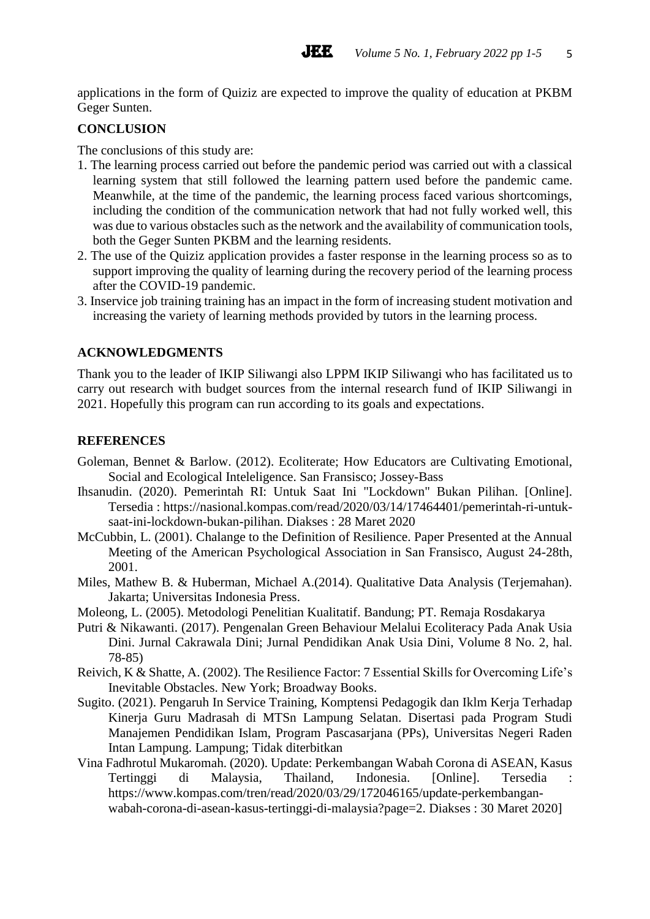applications in the form of Quiziz are expected to improve the quality of education at PKBM Geger Sunten.

## CONCLUSION

The conclusions of this study are:

1. The learning process carried out before the pandemic period was carried out with a classical learning system that still followed the learning pattern used before the pandemic came. Meanwhile, at the time of the pandemic, the learning process faced various shortcomings, including the condition of the communication network that had not fully worked well, this was due to various obstacles such as the network and the availability of communication tools, both the Geger Sunten PKBM and the learning residents.
2. The use of the Quiziz application provides a faster response in the learning process so as to support improving the quality of learning during the recovery period of the learning process after the COVID-19 pandemic.
3. Inservice job training training has an impact in the form of increasing student motivation and increasing the variety of learning methods provided by tutors in the learning process.

## ACKNOWLEDGMENTS

Thank you to the leader of IKIP Siliwangi also LPPM IKIP Siliwangi who has facilitated us to carry out research with budget sources from the internal research fund of IKIP Siliwangi in 2021. Hopefully this program can run according to its goals and expectations.

## REFERENCES

Goleman, Bennet & Barlow. (2012). Ecoliterate; How Educators are Cultivating Emotional, Social and Ecological Inteleligence. San Fransisco; Jossey-Bass

Ihsanudin. (2020). Pemerintah RI: Untuk Saat Ini "Lockdown" Bukan Pilihan. [Online]. Tersedia : https://nasional.kompas.com/read/2020/03/14/17464401/pemerintah-ri-untuk-saat-ini-lockdown-bukan-pilihan. Diakses : 28 Maret 2020

McCubbin, L. (2001). Chalange to the Definition of Resilience. Paper Presented at the Annual Meeting of the American Psychological Association in San Fransisco, August 24-28th, 2001.

Miles, Mathew B. & Huberman, Michael A.(2014). Qualitative Data Analysis (Terjemahan). Jakarta; Universitas Indonesia Press.

Moleong, L. (2005). Metodologi Penelitian Kualitatif. Bandung; PT. Remaja Rosdakarya

Putri & Nikawanti. (2017). Pengenalan Green Behaviour Melalui Ecoliteracy Pada Anak Usia Dini. Jurnal Cakrawala Dini; Jurnal Pendidikan Anak Usia Dini, Volume 8 No. 2, hal. 78-85)

Reivich, K & Shatte, A. (2002). The Resilience Factor: 7 Essential Skills for Overcoming Life's Inevitable Obstacles. New York; Broadway Books.

Sugito. (2021). Pengaruh In Service Training, Komptensi Pedagogik dan Iklm Kerja Terhadap Kinerja Guru Madrasah di MTSn Lampung Selatan. Disertasi pada Program Studi Manajemen Pendidikan Islam, Program Pascasarjana (PPs), Universitas Negeri Raden Intan Lampung. Lampung; Tidak diterbitkan

Vina Fadhrotul Mukaromah. (2020). Update: Perkembangan Wabah Corona di ASEAN, Kasus Tertinggi di Malaysia, Thailand, Indonesia. [Online]. Tersedia : https://www.kompas.com/tren/read/2020/03/29/172046165/update-perkembangan-wabah-corona-di-asean-kasus-tertinggi-di-malaysia?page=2. Diakses : 30 Maret 2020]